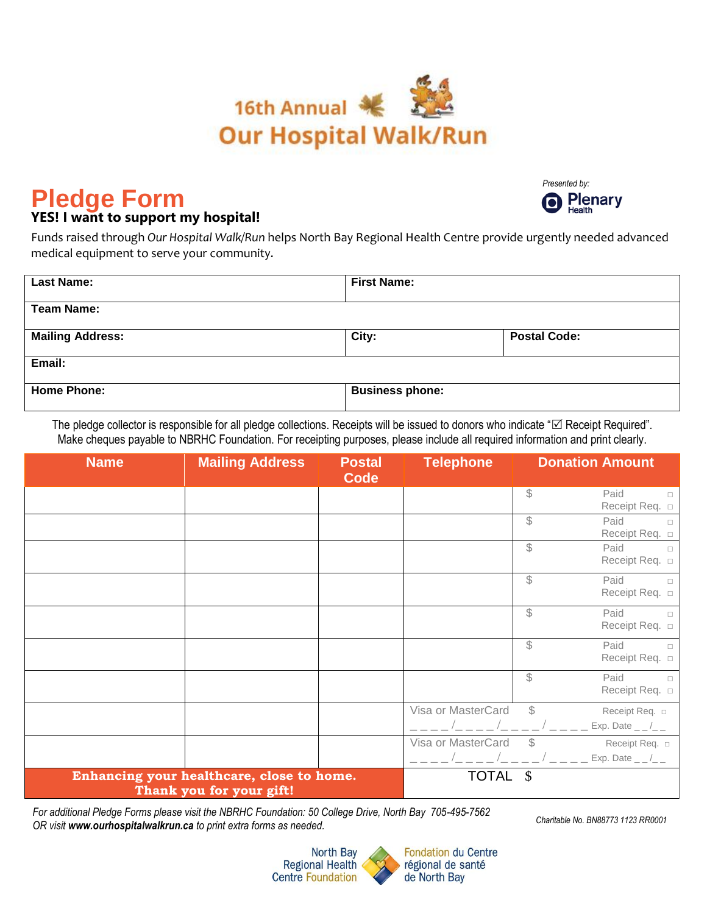16th Annual

# Our Hospital Walk/Run

*Presented by:* Plenary Health

## Pledge Form

**YES! I want to support my hospital!**

Funds raised through *Our Hospital Walk/Run* helps North Bay Regional Health Centre provide urgently needed advanced medical equipment to serve your community.

| | | |
|---|---|---|
| **Last Name:** | **First Name:** | |
| **Team Name:** | | |
| **Mailing Address:** | **City:** | **Postal Code:** |
| **Email:** | | |
| **Home Phone:** | **Business phone:** | |

The pledge collector is responsible for all pledge collections. Receipts will be issued to donors who indicate "☑ Receipt Required". Make cheques payable to NBRHC Foundation. For receipting purposes, please include all required information and print clearly.

| Name | Mailing Address | Postal Code | Telephone | Donation Amount |
|---|---|---|---|---|
| | | | | $ Paid □ Receipt Req. □ |
| | | | | $ Paid □ Receipt Req. □ |
| | | | | $ Paid □ Receipt Req. □ |
| | | | | $ Paid □ Receipt Req. □ |
| | | | | $ Paid □ Receipt Req. □ |
| | | | | $ Paid □ Receipt Req. □ |
| | | | | $ Paid □ Receipt Req. □ |
| | | | Visa or MasterCard $ Receipt Req. □ _ _ _ _ /_ _ _ _ /_ _ _ _ / _ _ _ _ Exp. Date _ _/_ _ | |
| | | | Visa or MasterCard $ Receipt Req. □ _ _ _ _ /_ _ _ _ /_ _ _ _ / _ _ _ _ Exp. Date _ _/_ _ | |
| **Enhancing your healthcare, close to home. Thank you for your gift!** | | | TOTAL $ | |

*For additional Pledge Forms please visit the NBRHC Foundation: 50 College Drive, North Bay 705-495-7562*
*OR visit **www.ourhospitalwalkrun.ca** to print extra forms as needed.*

*Charitable No. BN88773 1123 RR0001*

North Bay Regional Health Centre Foundation | Fondation du Centre régional de santé de North Bay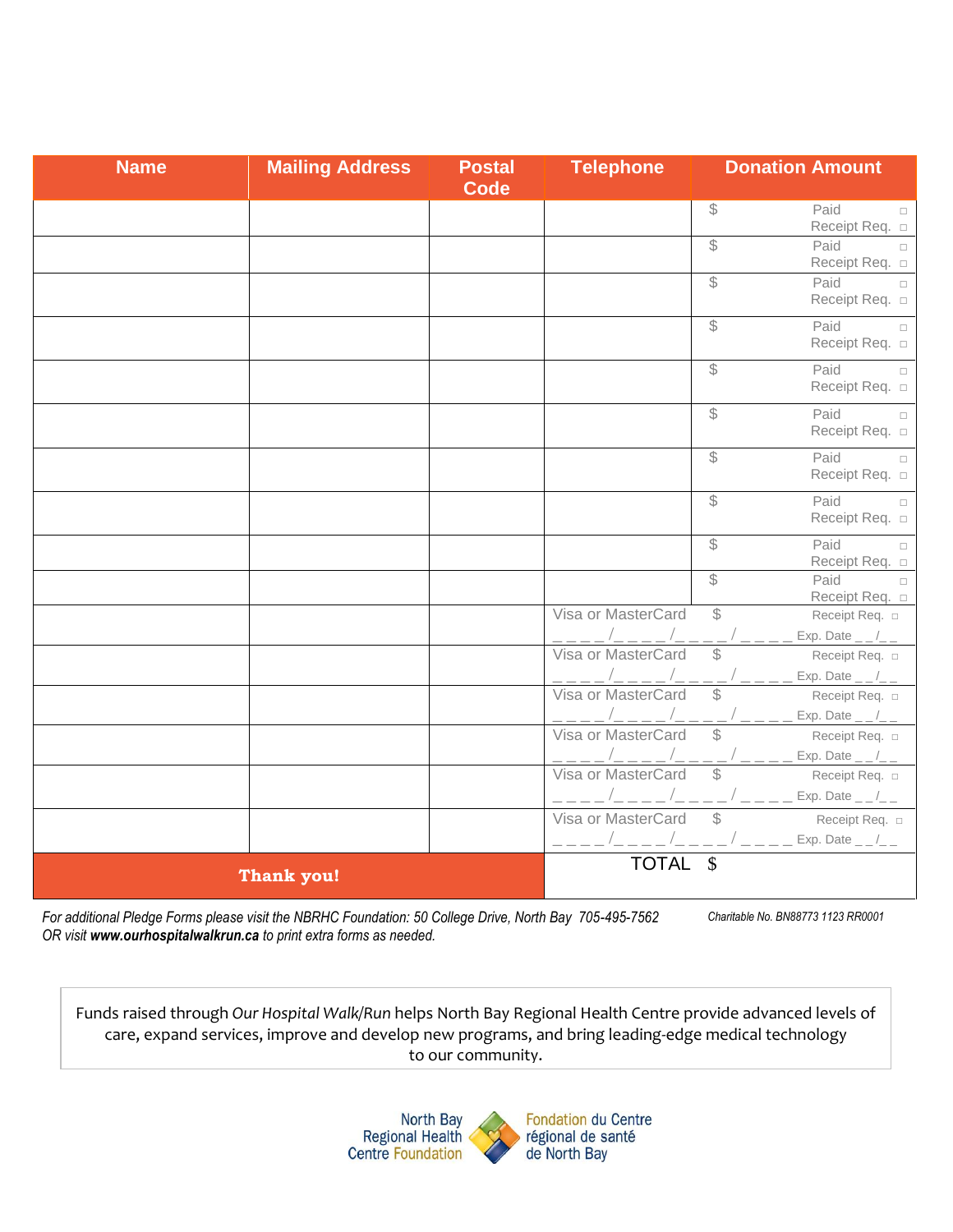| Name | Mailing Address | Postal Code | Telephone | Donation Amount |
| --- | --- | --- | --- | --- |
| | | | | $ Paid □ Receipt Req. □ |
| | | | | $ Paid □ Receipt Req. □ |
| | | | | $ Paid □ Receipt Req. □ |
| | | | | $ Paid □ Receipt Req. □ |
| | | | | $ Paid □ Receipt Req. □ |
| | | | | $ Paid □ Receipt Req. □ |
| | | | | $ Paid □ Receipt Req. □ |
| | | | | $ Paid □ Receipt Req. □ |
| | | | | $ Paid □ Receipt Req. □ |
| | | | | $ Paid □ Receipt Req. □ |
| | | | Visa or MasterCard $ Receipt Req. □ _ _ _ _ /_ _ _ _ /_ _ _ _ / _ _ _ _ Exp. Date _ _/_ _ | |
| | | | Visa or MasterCard $ Receipt Req. □ _ _ _ _ /_ _ _ _ /_ _ _ _ / _ _ _ _ Exp. Date _ _/_ _ | |
| | | | Visa or MasterCard $ Receipt Req. □ _ _ _ _ /_ _ _ _ /_ _ _ _ / _ _ _ _ Exp. Date _ _/_ _ | |
| | | | Visa or MasterCard $ Receipt Req. □ _ _ _ _ /_ _ _ _ /_ _ _ _ / _ _ _ _ Exp. Date _ _/_ _ | |
| | | | Visa or MasterCard $ Receipt Req. □ _ _ _ _ /_ _ _ _ /_ _ _ _ / _ _ _ _ Exp. Date _ _/_ _ | |
| | | | Visa or MasterCard $ Receipt Req. □ _ _ _ _ /_ _ _ _ /_ _ _ _ / _ _ _ _ Exp. Date _ _/_ _ | |
| **Thank you!** | | | TOTAL $ | |

*For additional Pledge Forms please visit the NBRHC Foundation: 50 College Drive, North Bay 705-495-7562 OR visit* ***www.ourhospitalwalkrun.ca*** *to print extra forms as needed.*

*Charitable No. BN88773 1123 RR0001*

Funds raised through *Our Hospital Walk/Run* helps North Bay Regional Health Centre provide advanced levels of care, expand services, improve and develop new programs, and bring leading-edge medical technology to our community.

North Bay Regional Health Centre Foundation
Fondation du Centre régional de santé de North Bay